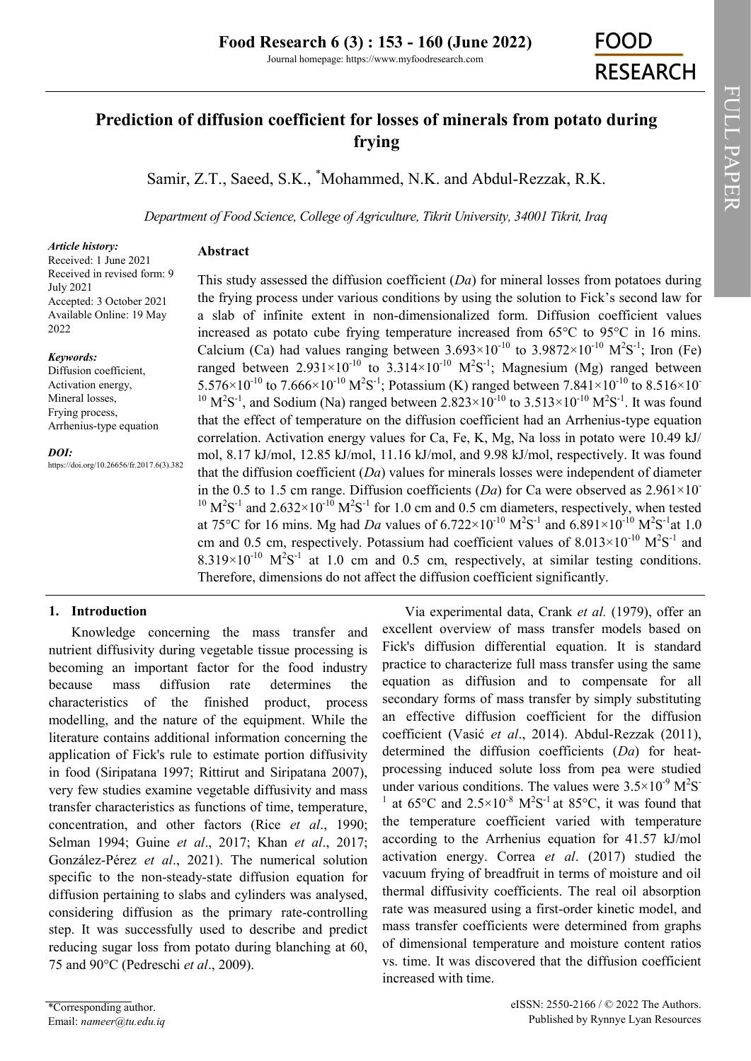# Prediction of diffusion coefficient for losses of minerals from potato during frying

Samir, Z.T., Saeed, S.K., *Mohammed, N.K. and Abdul-Rezzak, R.K.

*Department of Food Science, College of Agriculture, Tikrit University, 34001 Tikrit, Iraq*

*Article history:*
Received: 1 June 2021
Received in revised form: 9 July 2021
Accepted: 3 October 2021
Available Online: 19 May 2022

*Keywords:*
Diffusion coefficient, Activation energy, Mineral losses, Frying process, Arrhenius-type equation

*DOI:*
https://doi.org/10.26656/fr.2017.6(3).382

## Abstract

This study assessed the diffusion coefficient (*Da*) for mineral losses from potatoes during the frying process under various conditions by using the solution to Fick's second law for a slab of infinite extent in non-dimensionalized form. Diffusion coefficient values increased as potato cube frying temperature increased from 65°C to 95°C in 16 mins. Calcium (Ca) had values ranging between $3.693\times10^{-10}$ to $3.9872\times10^{-10}$ $M^2S^{-1}$; Iron (Fe) ranged between $2.931\times10^{-10}$ to $3.314\times10^{-10}$ $M^2S^{-1}$; Magnesium (Mg) ranged between $5.576\times10^{-10}$ to $7.666\times10^{-10}$ $M^2S^{-1}$; Potassium (K) ranged between $7.841\times10^{-10}$ to $8.516\times10^{-10}$ $M^2S^{-1}$, and Sodium (Na) ranged between $2.823\times10^{-10}$ to $3.513\times10^{-10}$ $M^2S^{-1}$. It was found that the effect of temperature on the diffusion coefficient had an Arrhenius-type equation correlation. Activation energy values for Ca, Fe, K, Mg, Na loss in potato were 10.49 kJ/mol, 8.17 kJ/mol, 12.85 kJ/mol, 11.16 kJ/mol, and 9.98 kJ/mol, respectively. It was found that the diffusion coefficient (*Da*) values for minerals losses were independent of diameter in the 0.5 to 1.5 cm range. Diffusion coefficients (*Da*) for Ca were observed as $2.961\times10^{-10}$ $M^2S^{-1}$ and $2.632\times10^{-10}$ $M^2S^{-1}$ for 1.0 cm and 0.5 cm diameters, respectively, when tested at 75°C for 16 mins. Mg had *Da* values of $6.722\times10^{-10}$ $M^2S^{-1}$ and $6.891\times10^{-10}$ $M^2S^{-1}$ at 1.0 cm and 0.5 cm, respectively. Potassium had coefficient values of $8.013\times10^{-10}$ $M^2S^{-1}$ and $8.319\times10^{-10}$ $M^2S^{-1}$ at 1.0 cm and 0.5 cm, respectively, at similar testing conditions. Therefore, dimensions do not affect the diffusion coefficient significantly.

## 1. Introduction

Knowledge concerning the mass transfer and nutrient diffusivity during vegetable tissue processing is becoming an important factor for the food industry because mass diffusion rate determines the characteristics of the finished product, process modelling, and the nature of the equipment. While the literature contains additional information concerning the application of Fick's rule to estimate portion diffusivity in food (Siripatana 1997; Rittirut and Siripatana 2007), very few studies examine vegetable diffusivity and mass transfer characteristics as functions of time, temperature, concentration, and other factors (Rice *et al*., 1990; Selman 1994; Guine *et al*., 2017; Khan *et al*., 2017; González-Pérez *et al*., 2021). The numerical solution specific to the non-steady-state diffusion equation for diffusion pertaining to slabs and cylinders was analysed, considering diffusion as the primary rate-controlling step. It was successfully used to describe and predict reducing sugar loss from potato during blanching at 60, 75 and 90°C (Pedreschi *et al*., 2009).

Via experimental data, Crank *et al.* (1979), offer an excellent overview of mass transfer models based on Fick's diffusion differential equation. It is standard practice to characterize full mass transfer using the same equation as diffusion and to compensate for all secondary forms of mass transfer by simply substituting an effective diffusion coefficient for the diffusion coefficient (Vasić *et al*., 2014). Abdul-Rezzak (2011), determined the diffusion coefficients (*Da*) for heat-processing induced solute loss from pea were studied under various conditions. The values were $3.5\times10^{-9}$ $M^2S^{-1}$ at 65°C and $2.5\times10^{-8}$ $M^2S^{-1}$ at 85°C, it was found that the temperature coefficient varied with temperature according to the Arrhenius equation for 41.57 kJ/mol activation energy. Correa *et al*. (2017) studied the vacuum frying of breadfruit in terms of moisture and oil thermal diffusivity coefficients. The real oil absorption rate was measured using a first-order kinetic model, and mass transfer coefficients were determined from graphs of dimensional temperature and moisture content ratios vs. time. It was discovered that the diffusion coefficient increased with time.

*Corresponding author.
Email: *nameer@tu.edu.iq*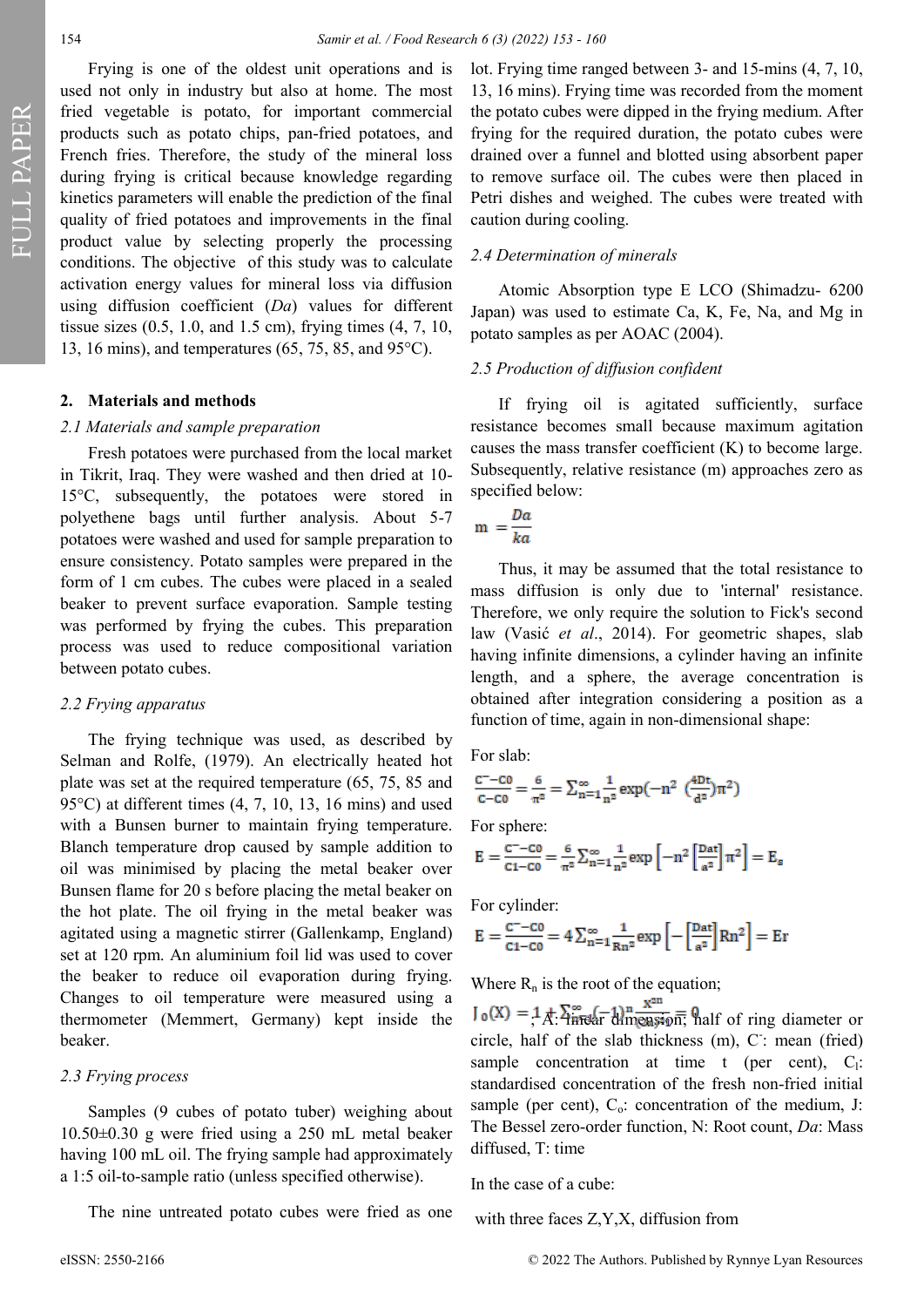Frying is one of the oldest unit operations and is used not only in industry but also at home. The most fried vegetable is potato, for important commercial products such as potato chips, pan-fried potatoes, and French fries. Therefore, the study of the mineral loss during frying is critical because knowledge regarding kinetics parameters will enable the prediction of the final quality of fried potatoes and improvements in the final product value by selecting properly the processing conditions. The objective of this study was to calculate activation energy values for mineral loss via diffusion using diffusion coefficient (*Da*) values for different tissue sizes (0.5, 1.0, and 1.5 cm), frying times (4, 7, 10, 13, 16 mins), and temperatures (65, 75, 85, and 95°C).

## 2. Materials and methods

### 2.1 Materials and sample preparation

Fresh potatoes were purchased from the local market in Tikrit, Iraq. They were washed and then dried at 10-15°C, subsequently, the potatoes were stored in polyethene bags until further analysis. About 5-7 potatoes were washed and used for sample preparation to ensure consistency. Potato samples were prepared in the form of 1 cm cubes. The cubes were placed in a sealed beaker to prevent surface evaporation. Sample testing was performed by frying the cubes. This preparation process was used to reduce compositional variation between potato cubes.

### 2.2 Frying apparatus

The frying technique was used, as described by Selman and Rolfe, (1979). An electrically heated hot plate was set at the required temperature (65, 75, 85 and 95°C) at different times (4, 7, 10, 13, 16 mins) and used with a Bunsen burner to maintain frying temperature. Blanch temperature drop caused by sample addition to oil was minimised by placing the metal beaker over Bunsen flame for 20 s before placing the metal beaker on the hot plate. The oil frying in the metal beaker was agitated using a magnetic stirrer (Gallenkamp, England) set at 120 rpm. An aluminium foil lid was used to cover the beaker to reduce oil evaporation during frying. Changes to oil temperature were measured using a thermometer (Memmert, Germany) kept inside the beaker.

### 2.3 Frying process

Samples (9 cubes of potato tuber) weighing about 10.50±0.30 g were fried using a 250 mL metal beaker having 100 mL oil. The frying sample had approximately a 1:5 oil-to-sample ratio (unless specified otherwise).

The nine untreated potato cubes were fried as one lot. Frying time ranged between 3- and 15-mins (4, 7, 10, 13, 16 mins). Frying time was recorded from the moment the potato cubes were dipped in the frying medium. After frying for the required duration, the potato cubes were drained over a funnel and blotted using absorbent paper to remove surface oil. The cubes were then placed in Petri dishes and weighed. The cubes were treated with caution during cooling.

### 2.4 Determination of minerals

Atomic Absorption type E LCO (Shimadzu- 6200 Japan) was used to estimate Ca, K, Fe, Na, and Mg in potato samples as per AOAC (2004).

### 2.5 Production of diffusion confident

If frying oil is agitated sufficiently, surface resistance becomes small because maximum agitation causes the mass transfer coefficient (K) to become large. Subsequently, relative resistance (m) approaches zero as specified below:

$$m = \frac{Da}{ka}$$

Thus, it may be assumed that the total resistance to mass diffusion is only due to 'internal' resistance. Therefore, we only require the solution to Fick's second law (Vasić *et al*., 2014). For geometric shapes, slab having infinite dimensions, a cylinder having an infinite length, and a sphere, the average concentration is obtained after integration considering a position as a function of time, again in non-dimensional shape:

For slab:

$$\frac{C^{-}-C0}{C-C0} = \frac{6}{\pi^2} = \sum_{n=1}^{\infty} \frac{1}{n^2} \exp\left(-n^2 \left(\frac{4Dt}{d^2}\right)\pi^2\right)$$

For sphere:

$$E = \frac{C^{-}-C0}{C1-C0} = \frac{6}{\pi^2} \sum_{n=1}^{\infty} \frac{1}{n^2} \exp\left[-n^2 \left[\frac{Dat}{a^2}\right]\pi^2\right] = E_s$$

For cylinder:

$$E = \frac{C^{-}-C0}{C1-C0} = 4 \sum_{n=1}^{\infty} \frac{1}{Rn^2} \exp\left[-\left[\frac{Dat}{a^2}\right] Rn^2\right] = Er$$

Where $R_n$ is the root of the equation;

$J_0(X) = 1 + \sum_{n=1}^{\infty} (-1)^n \frac{x^{2n}}{(2^n n!)^2} = 0$; A: linear dimension, half of ring diameter or circle, half of the slab thickness (m), $C^{-}$: mean (fried) sample concentration at time t (per cent), $C_1$: standardised concentration of the fresh non-fried initial sample (per cent), $C_o$: concentration of the medium, J: The Bessel zero-order function, N: Root count, *Da*: Mass diffused, T: time

In the case of a cube:

with three faces Z,Y,X, diffusion from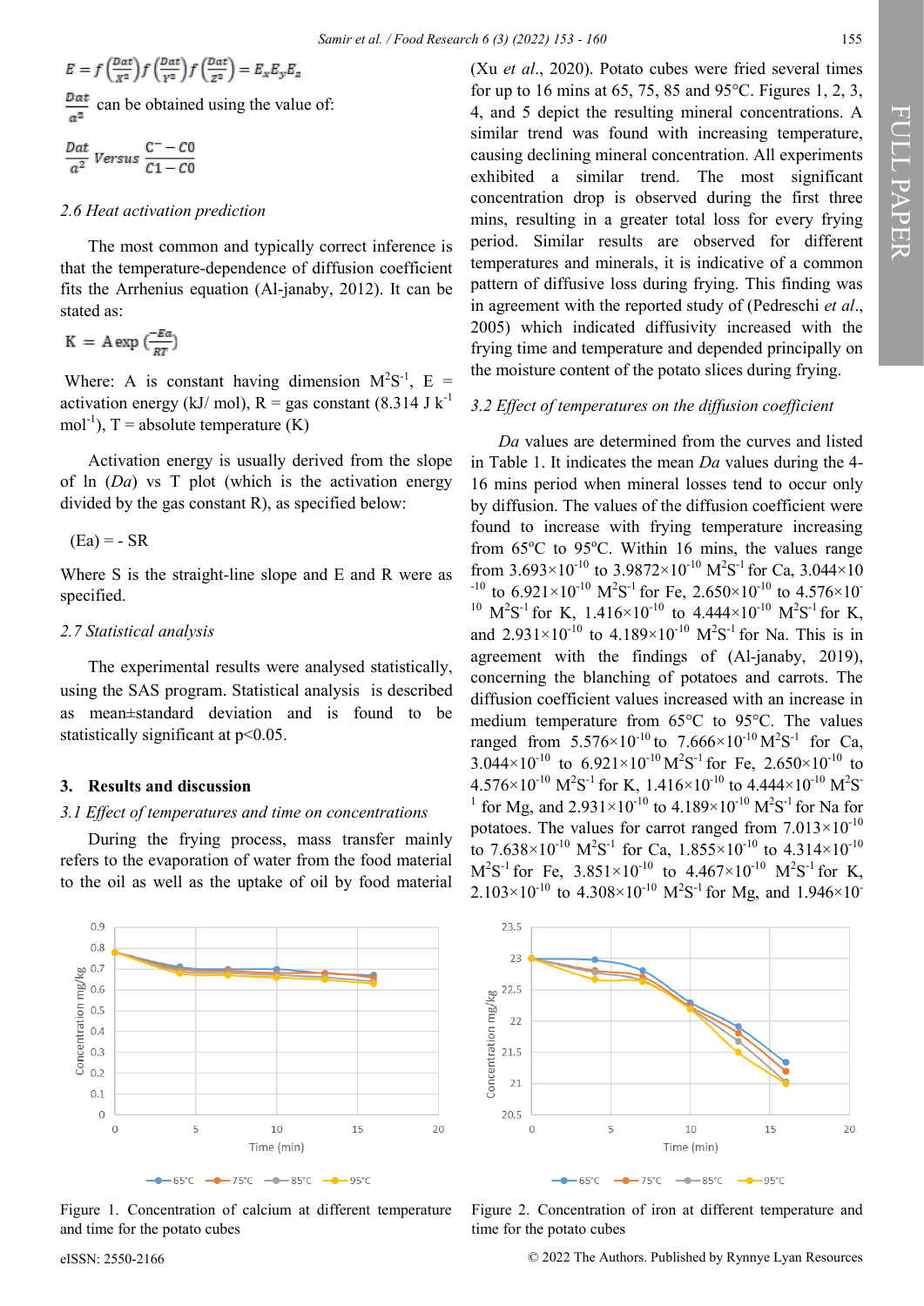$$E = f\left(\frac{Dat}{X^2}\right) f\left(\frac{Dat}{Y^2}\right) f\left(\frac{Dat}{Z^2}\right) = E_x E_y E_z$$

$\frac{Dat}{a^2}$ can be obtained using the value of:

$$\frac{Dat}{a^2} \; Versus \; \frac{C^{-} - C0}{C1 - C0}$$

*2.6 Heat activation prediction*

The most common and typically correct inference is that the temperature-dependence of diffusion coefficient fits the Arrhenius equation (Al-janaby, 2012). It can be stated as:

$$K = A \exp\left(\frac{-Ea}{RT}\right)$$

Where: A is constant having dimension $M^2S^{-1}$, E = activation energy (kJ/ mol), R = gas constant (8.314 J $k^{-1}$ $mol^{-1}$), T = absolute temperature (K)

Activation energy is usually derived from the slope of ln (*Da*) vs T plot (which is the activation energy divided by the gas constant R), as specified below:

(Ea) = - SR

Where S is the straight-line slope and E and R were as specified.

*2.7 Statistical analysis*

The experimental results were analysed statistically, using the SAS program. Statistical analysis is described as mean±standard deviation and is found to be statistically significant at $p<0.05$.

## 3. Results and discussion

*3.1 Effect of temperatures and time on concentrations*

During the frying process, mass transfer mainly refers to the evaporation of water from the food material to the oil as well as the uptake of oil by food material (Xu *et al*., 2020). Potato cubes were fried several times for up to 16 mins at 65, 75, 85 and 95°C. Figures 1, 2, 3, 4, and 5 depict the resulting mineral concentrations. A similar trend was found with increasing temperature, causing declining mineral concentration. All experiments exhibited a similar trend. The most significant concentration drop is observed during the first three mins, resulting in a greater total loss for every frying period. Similar results are observed for different temperatures and minerals, it is indicative of a common pattern of diffusive loss during frying. This finding was in agreement with the reported study of (Pedreschi *et al*., 2005) which indicated diffusivity increased with the frying time and temperature and depended principally on the moisture content of the potato slices during frying.

*3.2 Effect of temperatures on the diffusion coefficient*

*Da* values are determined from the curves and listed in Table 1. It indicates the mean *Da* values during the 4-16 mins period when mineral losses tend to occur only by diffusion. The values of the diffusion coefficient were found to increase with frying temperature increasing from 65°C to 95°C. Within 16 mins, the values range from $3.693\times10^{-10}$ to $3.9872\times10^{-10}$ $M^2S^{-1}$ for Ca, $3.044\times10^{-10}$ to $6.921\times10^{-10}$ $M^2S^{-1}$ for Fe, $2.650\times10^{-10}$ to $4.576\times10^{-10}$ $M^2S^{-1}$ for K, $1.416\times10^{-10}$ to $4.444\times10^{-10}$ $M^2S^{-1}$ for K, and $2.931\times10^{-10}$ to $4.189\times10^{-10}$ $M^2S^{-1}$ for Na. This is in agreement with the findings of (Al-janaby, 2019), concerning the blanching of potatoes and carrots. The diffusion coefficient values increased with an increase in medium temperature from 65°C to 95°C. The values ranged from $5.576\times10^{-10}$ to $7.666\times10^{-10}$ $M^2S^{-1}$ for Ca, $3.044\times10^{-10}$ to $6.921\times10^{-10}$ $M^2S^{-1}$ for Fe, $2.650\times10^{-10}$ to $4.576\times10^{-10}$ $M^2S^{-1}$ for K, $1.416\times10^{-10}$ to $4.444\times10^{-10}$ $M^2S^{-1}$ for Mg, and $2.931\times10^{-10}$ to $4.189\times10^{-10}$ $M^2S^{-1}$ for Na for potatoes. The values for carrot ranged from $7.013\times10^{-10}$ to $7.638\times10^{-10}$ $M^2S^{-1}$ for Ca, $1.855\times10^{-10}$ to $4.314\times10^{-10}$ $M^2S^{-1}$ for Fe, $3.851\times10^{-10}$ to $4.467\times10^{-10}$ $M^2S^{-1}$ for K, $2.103\times10^{-10}$ to $4.308\times10^{-10}$ $M^2S^{-1}$ for Mg, and $1.946\times10^{-}$

Figure 1. Concentration of calcium at different temperature and time for the potato cubes

Figure 2. Concentration of iron at different temperature and time for the potato cubes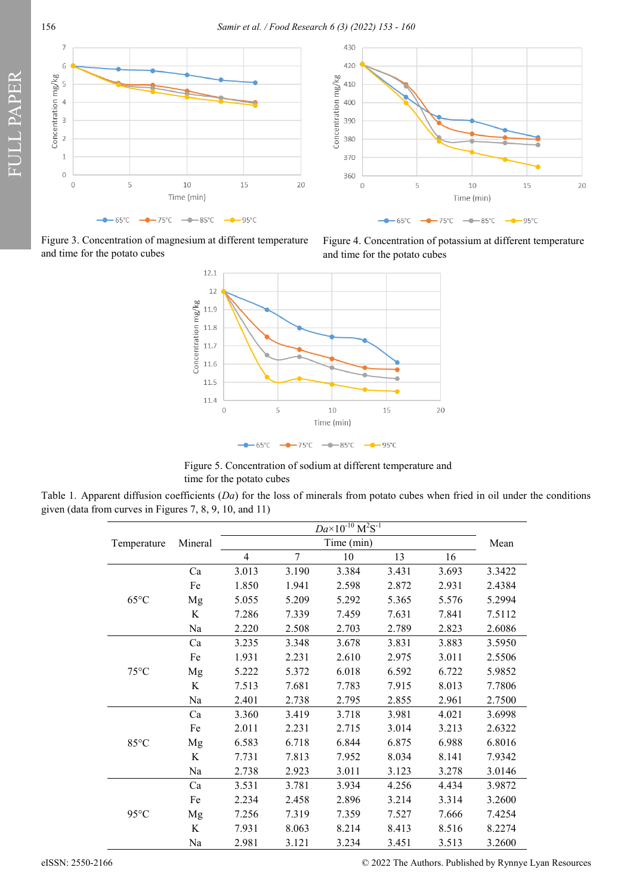Figure 3. Concentration of magnesium at different temperature and time for the potato cubes

Figure 4. Concentration of potassium at different temperature and time for the potato cubes

Figure 5. Concentration of sodium at different temperature and time for the potato cubes

Table 1. Apparent diffusion coefficients (*Da*) for the loss of minerals from potato cubes when fried in oil under the conditions given (data from curves in Figures 7, 8, 9, 10, and 11)

| Temperature | Mineral | $Da \times 10^{-10}$ $M^2S^{-1}$ | | | | | Mean |
|---|---|---|---|---|---|---|---|
| | | Time (min) | | | | | |
| | | 4 | 7 | 10 | 13 | 16 | |
| 65°C | Ca | 3.013 | 3.190 | 3.384 | 3.431 | 3.693 | 3.3422 |
| | Fe | 1.850 | 1.941 | 2.598 | 2.872 | 2.931 | 2.4384 |
| | Mg | 5.055 | 5.209 | 5.292 | 5.365 | 5.576 | 5.2994 |
| | K | 7.286 | 7.339 | 7.459 | 7.631 | 7.841 | 7.5112 |
| | Na | 2.220 | 2.508 | 2.703 | 2.789 | 2.823 | 2.6086 |
| 75°C | Ca | 3.235 | 3.348 | 3.678 | 3.831 | 3.883 | 3.5950 |
| | Fe | 1.931 | 2.231 | 2.610 | 2.975 | 3.011 | 2.5506 |
| | Mg | 5.222 | 5.372 | 6.018 | 6.592 | 6.722 | 5.9852 |
| | K | 7.513 | 7.681 | 7.783 | 7.915 | 8.013 | 7.7806 |
| | Na | 2.401 | 2.738 | 2.795 | 2.855 | 2.961 | 2.7500 |
| 85°C | Ca | 3.360 | 3.419 | 3.718 | 3.981 | 4.021 | 3.6998 |
| | Fe | 2.011 | 2.231 | 2.715 | 3.014 | 3.213 | 2.6322 |
| | Mg | 6.583 | 6.718 | 6.844 | 6.875 | 6.988 | 6.8016 |
| | K | 7.731 | 7.813 | 7.952 | 8.034 | 8.141 | 7.9342 |
| | Na | 2.738 | 2.923 | 3.011 | 3.123 | 3.278 | 3.0146 |
| 95°C | Ca | 3.531 | 3.781 | 3.934 | 4.256 | 4.434 | 3.9872 |
| | Fe | 2.234 | 2.458 | 2.896 | 3.214 | 3.314 | 3.2600 |
| | Mg | 7.256 | 7.319 | 7.359 | 7.527 | 7.666 | 7.4254 |
| | K | 7.931 | 8.063 | 8.214 | 8.413 | 8.516 | 8.2274 |
| | Na | 2.981 | 3.121 | 3.234 | 3.451 | 3.513 | 3.2600 |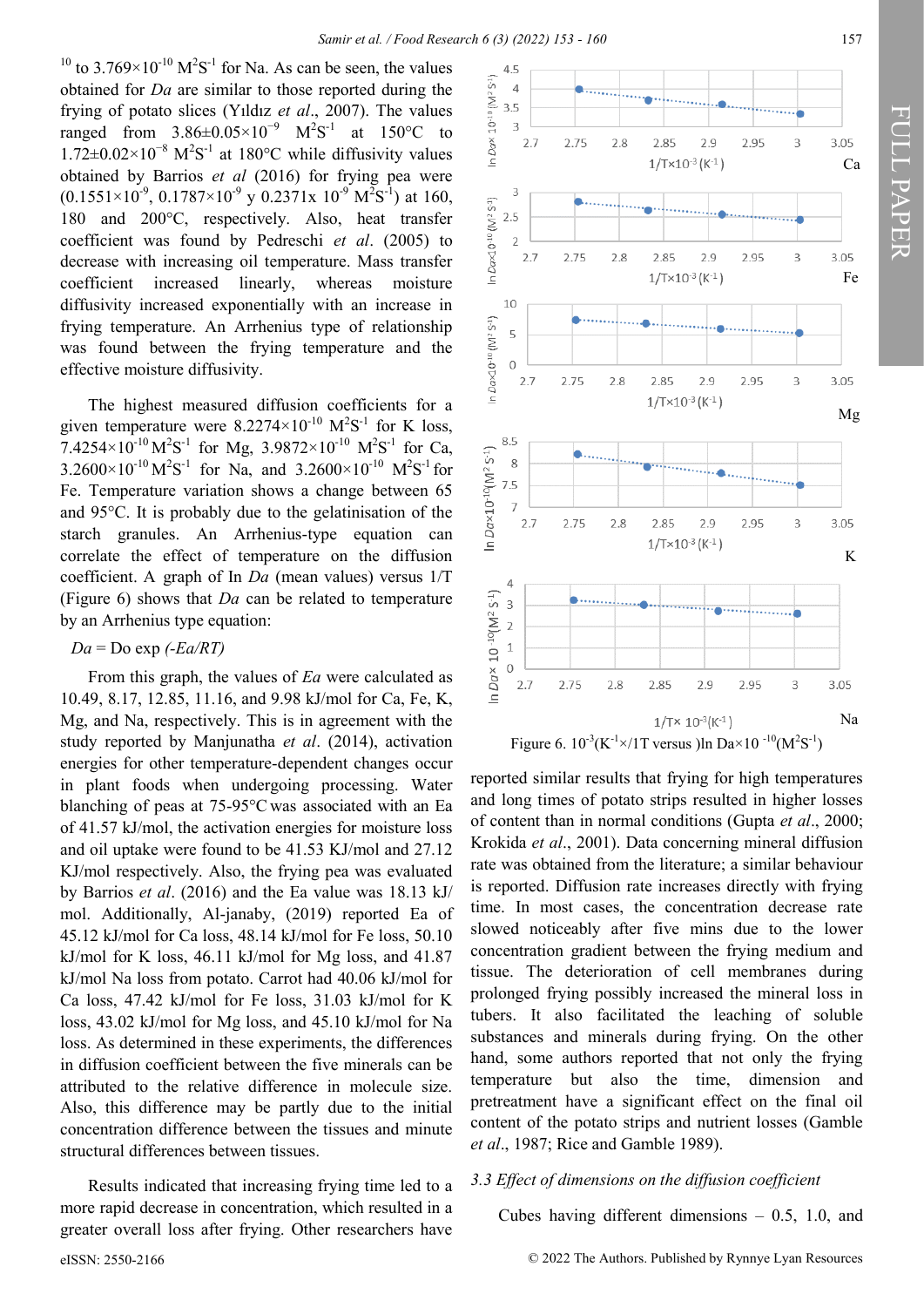$^{10}$ to $3.769\times10^{-10}$ $M^2S^{-1}$ for Na. As can be seen, the values obtained for *Da* are similar to those reported during the frying of potato slices (Yıldız *et al*., 2007). The values ranged from $3.86\pm0.05\times10^{-9}$ $M^2S^{-1}$ at 150°C to $1.72\pm0.02\times10^{-8}$ $M^2S^{-1}$ at 180°C while diffusivity values obtained by Barrios *et al* (2016) for frying pea were ($0.1551\times10^{-9}$, $0.1787\times10^{-9}$ y $0.2371\text{x } 10^{-9}$ $M^2S^{-1}$) at 160, 180 and 200°C, respectively. Also, heat transfer coefficient was found by Pedreschi *et al*. (2005) to decrease with increasing oil temperature. Mass transfer coefficient increased linearly, whereas moisture diffusivity increased exponentially with an increase in frying temperature. An Arrhenius type of relationship was found between the frying temperature and the effective moisture diffusivity.

The highest measured diffusion coefficients for a given temperature were $8.2274\times10^{-10}$ $M^2S^{-1}$ for K loss, $7.4254\times10^{-10}$ $M^2S^{-1}$ for Mg, $3.9872\times10^{-10}$ $M^2S^{-1}$ for Ca, $3.2600\times10^{-10}$ $M^2S^{-1}$ for Na, and $3.2600\times10^{-10}$ $M^2S^{-1}$ for Fe. Temperature variation shows a change between 65 and 95°C. It is probably due to the gelatinisation of the starch granules. An Arrhenius-type equation can correlate the effect of temperature on the diffusion coefficient. A graph of In *Da* (mean values) versus 1/T (Figure 6) shows that *Da* can be related to temperature by an Arrhenius type equation:

$$Da = Do \exp(-Ea/RT)$$

From this graph, the values of *Ea* were calculated as 10.49, 8.17, 12.85, 11.16, and 9.98 kJ/mol for Ca, Fe, K, Mg, and Na, respectively. This is in agreement with the study reported by Manjunatha *et al*. (2014), activation energies for other temperature-dependent changes occur in plant foods when undergoing processing. Water blanching of peas at 75-95°C was associated with an Ea of 41.57 kJ/mol, the activation energies for moisture loss and oil uptake were found to be 41.53 KJ/mol and 27.12 KJ/mol respectively. Also, the frying pea was evaluated by Barrios *et al*. (2016) and the Ea value was 18.13 kJ/mol. Additionally, Al-janaby, (2019) reported Ea of 45.12 kJ/mol for Ca loss, 48.14 kJ/mol for Fe loss, 50.10 kJ/mol for K loss, 46.11 kJ/mol for Mg loss, and 41.87 kJ/mol Na loss from potato. Carrot had 40.06 kJ/mol for Ca loss, 47.42 kJ/mol for Fe loss, 31.03 kJ/mol for K loss, 43.02 kJ/mol for Mg loss, and 45.10 kJ/mol for Na loss. As determined in these experiments, the differences in diffusion coefficient between the five minerals can be attributed to the relative difference in molecule size. Also, this difference may be partly due to the initial concentration difference between the tissues and minute structural differences between tissues.

Results indicated that increasing frying time led to a more rapid decrease in concentration, which resulted in a greater overall loss after frying. Other researchers have reported similar results that frying for high temperatures and long times of potato strips resulted in higher losses of content than in normal conditions (Gupta *et al*., 2000; Krokida *et al*., 2001). Data concerning mineral diffusion rate was obtained from the literature; a similar behaviour is reported. Diffusion rate increases directly with frying time. In most cases, the concentration decrease rate slowed noticeably after five mins due to the lower concentration gradient between the frying medium and tissue. The deterioration of cell membranes during prolonged frying possibly increased the mineral loss in tubers. It also facilitated the leaching of soluble substances and minerals during frying. On the other hand, some authors reported that not only the frying temperature but also the time, dimension and pretreatment have a significant effect on the final oil content of the potato strips and nutrient losses (Gamble *et al*., 1987; Rice and Gamble 1989).

Figure 6. $10^{-3}$($K^{-1}$×/1T versus )ln Da×10 $^{-10}$($M^2S^{-1}$)

### 3.3 Effect of dimensions on the diffusion coefficient

Cubes having different dimensions – 0.5, 1.0, and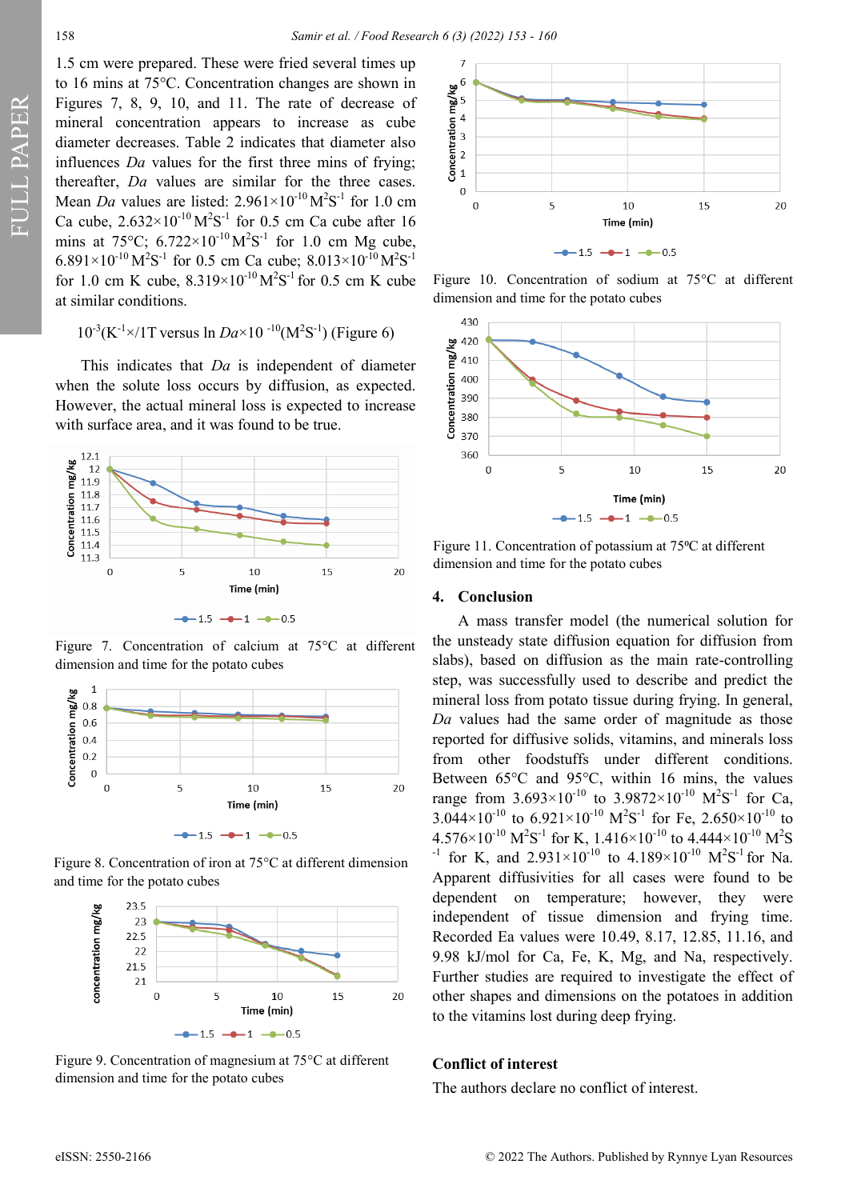1.5 cm were prepared. These were fried several times up to 16 mins at 75°C. Concentration changes are shown in Figures 7, 8, 9, 10, and 11. The rate of decrease of mineral concentration appears to increase as cube diameter decreases. Table 2 indicates that diameter also influences *Da* values for the first three mins of frying; thereafter, *Da* values are similar for the three cases. Mean *Da* values are listed: $2.961\times10^{-10}$ $M^2S^{-1}$ for 1.0 cm Ca cube, $2.632\times10^{-10}$ $M^2S^{-1}$ for 0.5 cm Ca cube after 16 mins at 75°C; $6.722\times10^{-10}$ $M^2S^{-1}$ for 1.0 cm Mg cube, $6.891\times10^{-10}$ $M^2S^{-1}$ for 0.5 cm Ca cube; $8.013\times10^{-10}$ $M^2S^{-1}$ for 1.0 cm K cube, $8.319\times10^{-10}$ $M^2S^{-1}$ for 0.5 cm K cube at similar conditions.

$10^{-3}(K^{-1}\times/1T$ versus ln $Da\times10^{-10}(M^2S^{-1})$ (Figure 6)

This indicates that *Da* is independent of diameter when the solute loss occurs by diffusion, as expected. However, the actual mineral loss is expected to increase with surface area, and it was found to be true.

Figure 7. Concentration of calcium at 75°C at different dimension and time for the potato cubes

Figure 8. Concentration of iron at 75°C at different dimension and time for the potato cubes

Figure 9. Concentration of magnesium at 75°C at different dimension and time for the potato cubes

Figure 10. Concentration of sodium at 75°C at different dimension and time for the potato cubes

Figure 11. Concentration of potassium at 75ºC at different dimension and time for the potato cubes

## 4. Conclusion

A mass transfer model (the numerical solution for the unsteady state diffusion equation for diffusion from slabs), based on diffusion as the main rate-controlling step, was successfully used to describe and predict the mineral loss from potato tissue during frying. In general, *Da* values had the same order of magnitude as those reported for diffusive solids, vitamins, and minerals loss from other foodstuffs under different conditions. Between 65°C and 95°C, within 16 mins, the values range from $3.693\times10^{-10}$ to $3.9872\times10^{-10}$ $M^2S^{-1}$ for Ca, $3.044\times10^{-10}$ to $6.921\times10^{-10}$ $M^2S^{-1}$ for Fe, $2.650\times10^{-10}$ to $4.576\times10^{-10}$ $M^2S^{-1}$ for K, $1.416\times10^{-10}$ to $4.444\times10^{-10}$ $M^2S^{-1}$ for K, and $2.931\times10^{-10}$ to $4.189\times10^{-10}$ $M^2S^{-1}$ for Na. Apparent diffusivities for all cases were found to be dependent on temperature; however, they were independent of tissue dimension and frying time. Recorded Ea values were 10.49, 8.17, 12.85, 11.16, and 9.98 kJ/mol for Ca, Fe, K, Mg, and Na, respectively. Further studies are required to investigate the effect of other shapes and dimensions on the potatoes in addition to the vitamins lost during deep frying.

## Conflict of interest

The authors declare no conflict of interest.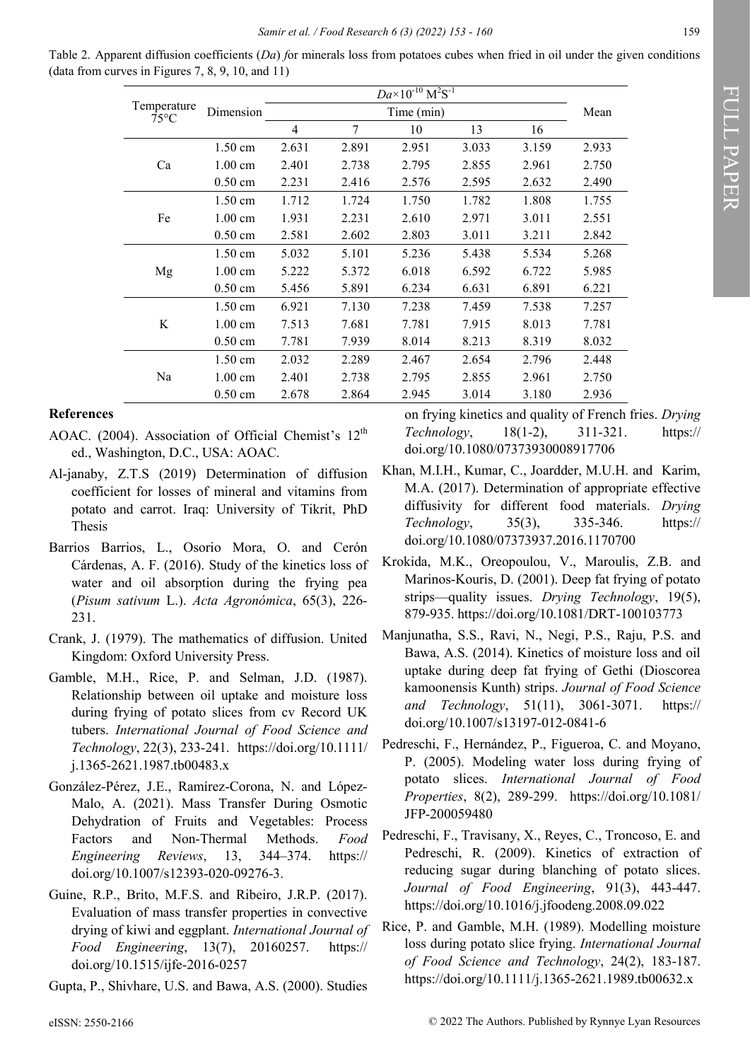Table 2. Apparent diffusion coefficients (*Da*) *f*or minerals loss from potatoes cubes when fried in oil under the given conditions (data from curves in Figures 7, 8, 9, 10, and 11)

| Temperature 75°C | Dimension | $Da \times 10^{-10}$ $M^2S^{-1}$ | | | | | Mean |
|---|---|---|---|---|---|---|---|
| | | Time (min) | | | | | |
| | | 4 | 7 | 10 | 13 | 16 | |
| Ca | 1.50 cm | 2.631 | 2.891 | 2.951 | 3.033 | 3.159 | 2.933 |
| | 1.00 cm | 2.401 | 2.738 | 2.795 | 2.855 | 2.961 | 2.750 |
| | 0.50 cm | 2.231 | 2.416 | 2.576 | 2.595 | 2.632 | 2.490 |
| Fe | 1.50 cm | 1.712 | 1.724 | 1.750 | 1.782 | 1.808 | 1.755 |
| | 1.00 cm | 1.931 | 2.231 | 2.610 | 2.971 | 3.011 | 2.551 |
| | 0.50 cm | 2.581 | 2.602 | 2.803 | 3.011 | 3.211 | 2.842 |
| Mg | 1.50 cm | 5.032 | 5.101 | 5.236 | 5.438 | 5.534 | 5.268 |
| | 1.00 cm | 5.222 | 5.372 | 6.018 | 6.592 | 6.722 | 5.985 |
| | 0.50 cm | 5.456 | 5.891 | 6.234 | 6.631 | 6.891 | 6.221 |
| K | 1.50 cm | 6.921 | 7.130 | 7.238 | 7.459 | 7.538 | 7.257 |
| | 1.00 cm | 7.513 | 7.681 | 7.781 | 7.915 | 8.013 | 7.781 |
| | 0.50 cm | 7.781 | 7.939 | 8.014 | 8.213 | 8.319 | 8.032 |
| Na | 1.50 cm | 2.032 | 2.289 | 2.467 | 2.654 | 2.796 | 2.448 |
| | 1.00 cm | 2.401 | 2.738 | 2.795 | 2.855 | 2.961 | 2.750 |
| | 0.50 cm | 2.678 | 2.864 | 2.945 | 3.014 | 3.180 | 2.936 |

## References

AOAC. (2004). Association of Official Chemist's 12th ed., Washington, D.C., USA: AOAC.

Al-janaby, Z.T.S (2019) Determination of diffusion coefficient for losses of mineral and vitamins from potato and carrot. Iraq: University of Tikrit, PhD Thesis

Barrios Barrios, L., Osorio Mora, O. and Cerón Cárdenas, A. F. (2016). Study of the kinetics loss of water and oil absorption during the frying pea (*Pisum sativum* L.). *Acta Agronómica*, 65(3), 226-231.

Crank, J. (1979). The mathematics of diffusion. United Kingdom: Oxford University Press.

Gamble, M.H., Rice, P. and Selman, J.D. (1987). Relationship between oil uptake and moisture loss during frying of potato slices from cv Record UK tubers. *International Journal of Food Science and Technology*, 22(3), 233-241. https://doi.org/10.1111/j.1365-2621.1987.tb00483.x

González-Pérez, J.E., Ramírez-Corona, N. and López-Malo, A. (2021). Mass Transfer During Osmotic Dehydration of Fruits and Vegetables: Process Factors and Non-Thermal Methods. *Food Engineering Reviews*, 13, 344–374. https://doi.org/10.1007/s12393-020-09276-3.

Guine, R.P., Brito, M.F.S. and Ribeiro, J.R.P. (2017). Evaluation of mass transfer properties in convective drying of kiwi and eggplant. *International Journal of Food Engineering*, 13(7), 20160257. https://doi.org/10.1515/ijfe-2016-0257

Gupta, P., Shivhare, U.S. and Bawa, A.S. (2000). Studies on frying kinetics and quality of French fries. *Drying Technology*, 18(1-2), 311-321. https://doi.org/10.1080/07373930008917706

Khan, M.I.H., Kumar, C., Joardder, M.U.H. and Karim, M.A. (2017). Determination of appropriate effective diffusivity for different food materials. *Drying Technology*, 35(3), 335-346. https://doi.org/10.1080/07373937.2016.1170700

Krokida, M.K., Oreopoulou, V., Maroulis, Z.B. and Marinos-Kouris, D. (2001). Deep fat frying of potato strips—quality issues. *Drying Technology*, 19(5), 879-935. https://doi.org/10.1081/DRT-100103773

Manjunatha, S.S., Ravi, N., Negi, P.S., Raju, P.S. and Bawa, A.S. (2014). Kinetics of moisture loss and oil uptake during deep fat frying of Gethi (Dioscorea kamoonensis Kunth) strips. *Journal of Food Science and Technology*, 51(11), 3061-3071. https://doi.org/10.1007/s13197-012-0841-6

Pedreschi, F., Hernández, P., Figueroa, C. and Moyano, P. (2005). Modeling water loss during frying of potato slices. *International Journal of Food Properties*, 8(2), 289-299. https://doi.org/10.1081/JFP-200059480

Pedreschi, F., Travisany, X., Reyes, C., Troncoso, E. and Pedreschi, R. (2009). Kinetics of extraction of reducing sugar during blanching of potato slices. *Journal of Food Engineering*, 91(3), 443-447. https://doi.org/10.1016/j.jfoodeng.2008.09.022

Rice, P. and Gamble, M.H. (1989). Modelling moisture loss during potato slice frying. *International Journal of Food Science and Technology*, 24(2), 183-187. https://doi.org/10.1111/j.1365-2621.1989.tb00632.x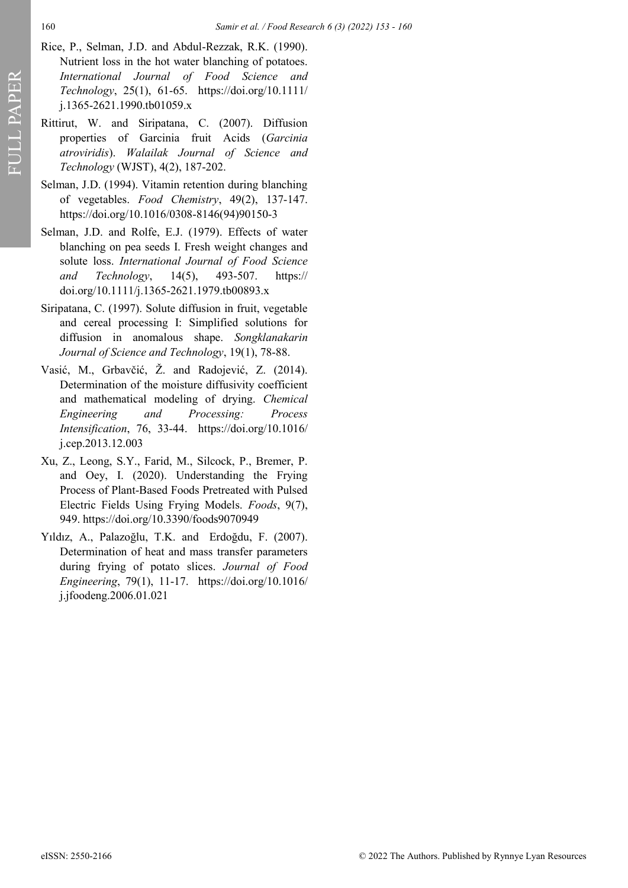Rice, P., Selman, J.D. and Abdul-Rezzak, R.K. (1990). Nutrient loss in the hot water blanching of potatoes. *International Journal of Food Science and Technology*, 25(1), 61-65. https://doi.org/10.1111/j.1365-2621.1990.tb01059.x

Rittirut, W. and Siripatana, C. (2007). Diffusion properties of Garcinia fruit Acids (*Garcinia atroviridis*). *Walailak Journal of Science and Technology* (WJST), 4(2), 187-202.

Selman, J.D. (1994). Vitamin retention during blanching of vegetables. *Food Chemistry*, 49(2), 137-147. https://doi.org/10.1016/0308-8146(94)90150-3

Selman, J.D. and Rolfe, E.J. (1979). Effects of water blanching on pea seeds I. Fresh weight changes and solute loss. *International Journal of Food Science and Technology*, 14(5), 493-507. https://doi.org/10.1111/j.1365-2621.1979.tb00893.x

Siripatana, C. (1997). Solute diffusion in fruit, vegetable and cereal processing I: Simplified solutions for diffusion in anomalous shape. *Songklanakarin Journal of Science and Technology*, 19(1), 78-88.

Vasić, M., Grbavčić, Ž. and Radojević, Z. (2014). Determination of the moisture diffusivity coefficient and mathematical modeling of drying. *Chemical Engineering and Processing: Process Intensification*, 76, 33-44. https://doi.org/10.1016/j.cep.2013.12.003

Xu, Z., Leong, S.Y., Farid, M., Silcock, P., Bremer, P. and Oey, I. (2020). Understanding the Frying Process of Plant-Based Foods Pretreated with Pulsed Electric Fields Using Frying Models. *Foods*, 9(7), 949. https://doi.org/10.3390/foods9070949

Yıldız, A., Palazoğlu, T.K. and Erdoğdu, F. (2007). Determination of heat and mass transfer parameters during frying of potato slices. *Journal of Food Engineering*, 79(1), 11-17. https://doi.org/10.1016/j.jfoodeng.2006.01.021